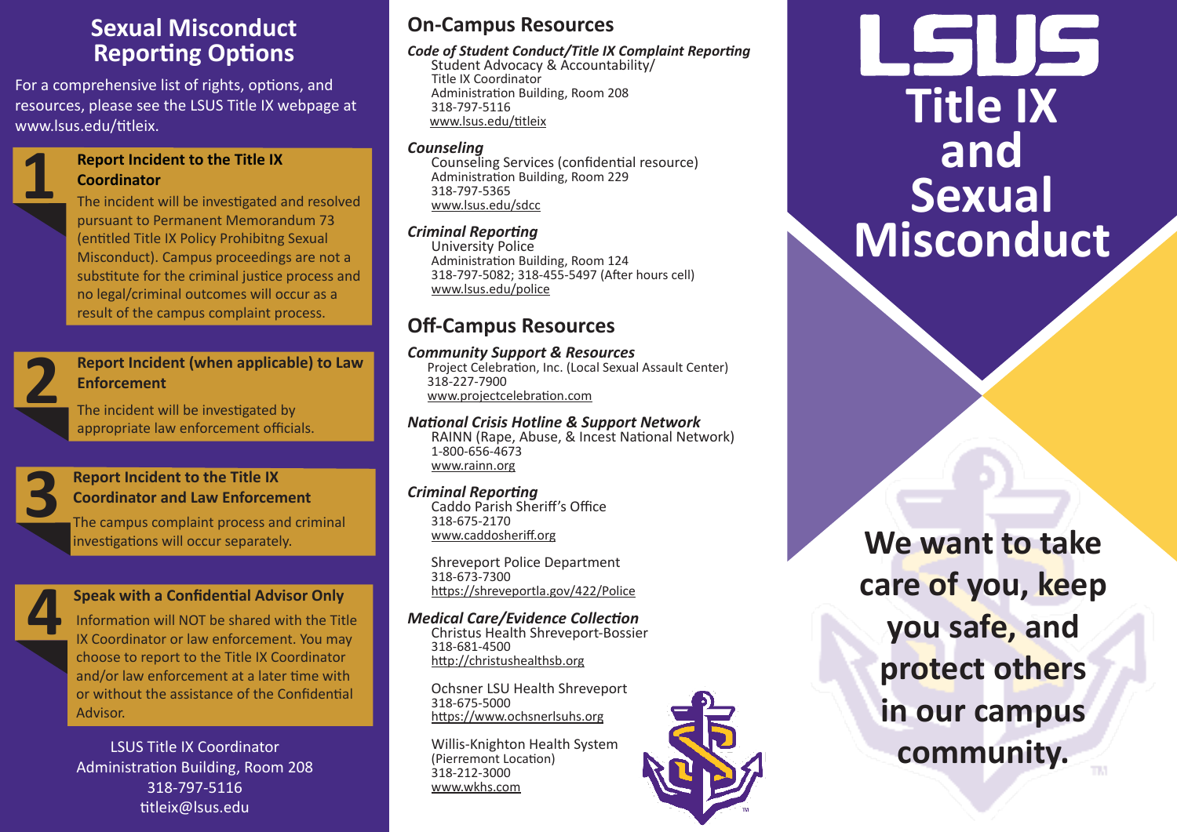# Sexual Misconduct Reporting Options

For a comprehensive list of rights, options, and resources, please see the LSUS Title IX webpage at www.lsus.edu/titleix.

### 1 Report Incident to the Title IX Coordinator

The incident will be investigated and resolved pursuant to Permanent Memorandum 73 (entitled Title IX Policy Prohibitng Sexual Misconduct). Campus proceedings are not a substitute for the criminal justice process and no legal/criminal outcomes will occur as a result of the campus complaint process.

### 2 Report Incident (when applicable) to Law Enforcement

The incident will be investigated by appropriate law enforcement officials.

### 3 Report Incident to the Title IX Coordinator and Law Enforcement

The campus complaint process and criminal investigations will occur separately.

### 4 Speak with a Confidential Advisor Only

Information will NOT be shared with the Title IX Coordinator or law enforcement. You may choose to report to the Title IX Coordinator and/or law enforcement at a later time with or without the assistance of the Confidential Advisor.

LSUS Title IX Coordinator
Administration Building, Room 208
318-797-5116
titleix@lsus.edu

## On-Campus Resources

***Code of Student Conduct/Title IX Complaint Reporting***
Student Advocacy & Accountability/
Title IX Coordinator
Administration Building, Room 208
318-797-5116
www.lsus.edu/titleix

***Counseling***
Counseling Services (confidential resource)
Administration Building, Room 229
318-797-5365
www.lsus.edu/sdcc

***Criminal Reporting***
University Police
Administration Building, Room 124
318-797-5082; 318-455-5497 (After hours cell)
www.lsus.edu/police

## Off-Campus Resources

***Community Support & Resources***
Project Celebration, Inc. (Local Sexual Assault Center)
318-227-7900
www.projectcelebration.com

***National Crisis Hotline & Support Network***
RAINN (Rape, Abuse, & Incest National Network)
1-800-656-4673
www.rainn.org

***Criminal Reporting***
Caddo Parish Sheriff's Office
318-675-2170
www.caddosheriff.org

Shreveport Police Department
318-673-7300
https://shreveportla.gov/422/Police

***Medical Care/Evidence Collection***
Christus Health Shreveport-Bossier
318-681-4500
http://christushealthsb.org

Ochsner LSU Health Shreveport
318-675-5000
https://www.ochsnerlsuhs.org

Willis-Knighton Health System
(Pierremont Location)
318-212-3000
www.wkhs.com

# LSUS Title IX and Sexual Misconduct

**We want to take care of you, keep you safe, and protect others in our campus community.**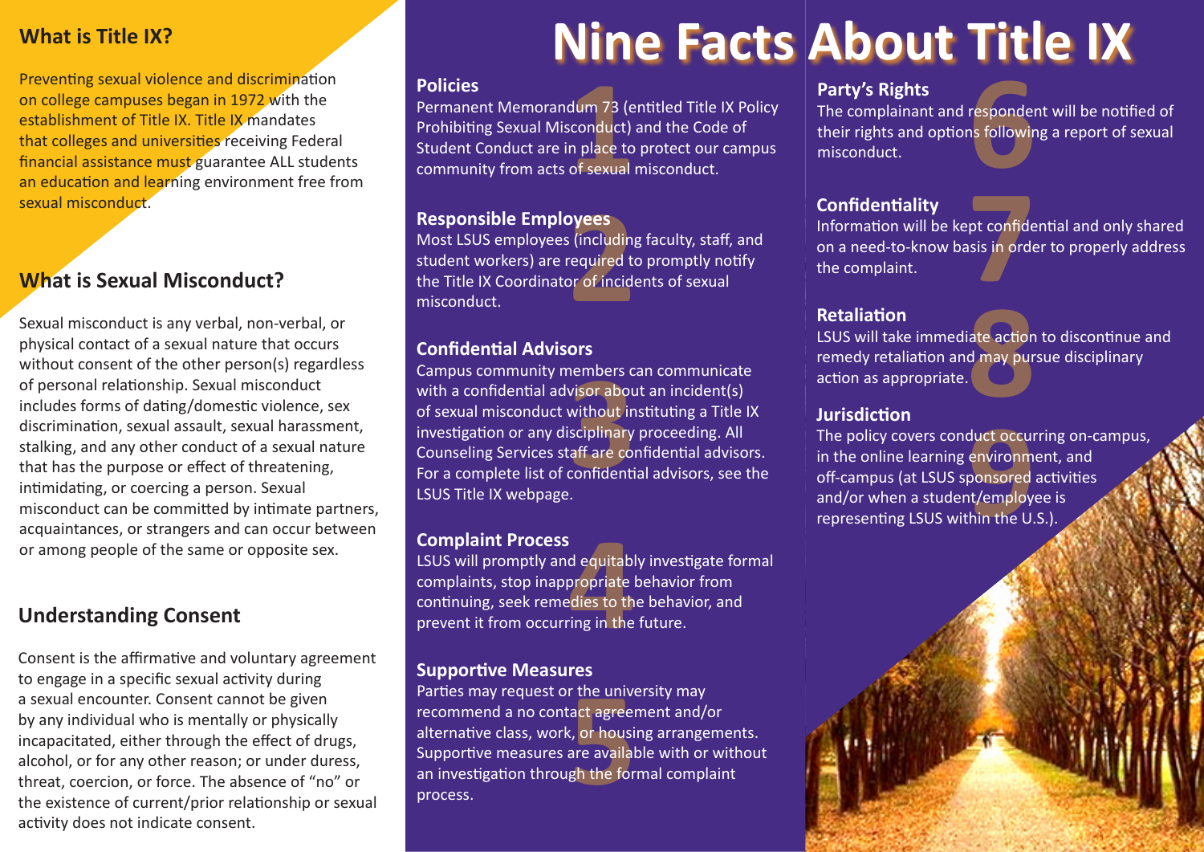## What is Title IX?

Preventing sexual violence and discrimination on college campuses began in 1972 with the establishment of Title IX. Title IX mandates that colleges and universities receiving Federal financial assistance must guarantee ALL students an education and learning environment free from sexual misconduct.

## What is Sexual Misconduct?

Sexual misconduct is any verbal, non-verbal, or physical contact of a sexual nature that occurs without consent of the other person(s) regardless of personal relationship. Sexual misconduct includes forms of dating/domestic violence, sex discrimination, sexual assault, sexual harassment, stalking, and any other conduct of a sexual nature that has the purpose or effect of threatening, intimidating, or coercing a person. Sexual misconduct can be committed by intimate partners, acquaintances, or strangers and can occur between or among people of the same or opposite sex.

## Understanding Consent

Consent is the affirmative and voluntary agreement to engage in a specific sexual activity during a sexual encounter. Consent cannot be given by any individual who is mentally or physically incapacitated, either through the effect of drugs, alcohol, or for any other reason; or under duress, threat, coercion, or force. The absence of "no" or the existence of current/prior relationship or sexual activity does not indicate consent.

# Nine Facts About Title IX

### 1. Policies

Permanent Memorandum 73 (entitled Title IX Policy Prohibiting Sexual Misconduct) and the Code of Student Conduct are in place to protect our campus community from acts of sexual misconduct.

### 2. Responsible Employees

Most LSUS employees (including faculty, staff, and student workers) are required to promptly notify the Title IX Coordinator of incidents of sexual misconduct.

### 3. Confidential Advisors

Campus community members can communicate with a confidential advisor about an incident(s) of sexual misconduct without instituting a Title IX investigation or any disciplinary proceeding. All Counseling Services staff are confidential advisors. For a complete list of confidential advisors, see the LSUS Title IX webpage.

### 4. Complaint Process

LSUS will promptly and equitably investigate formal complaints, stop inappropriate behavior from continuing, seek remedies to the behavior, and prevent it from occurring in the future.

### 5. Supportive Measures

Parties may request or the university may recommend a no contact agreement and/or alternative class, work, or housing arrangements. Supportive measures are available with or without an investigation through the formal complaint process.

### 6. Party's Rights

The complainant and respondent will be notified of their rights and options following a report of sexual misconduct.

### 7. Confidentiality

Information will be kept confidential and only shared on a need-to-know basis in order to properly address the complaint.

### 8. Retaliation

LSUS will take immediate action to discontinue and remedy retaliation and may pursue disciplinary action as appropriate.

### 9. Jurisdiction

The policy covers conduct occurring on-campus, in the online learning environment, and off-campus (at LSUS sponsored activities and/or when a student/employee is representing LSUS within the U.S.).